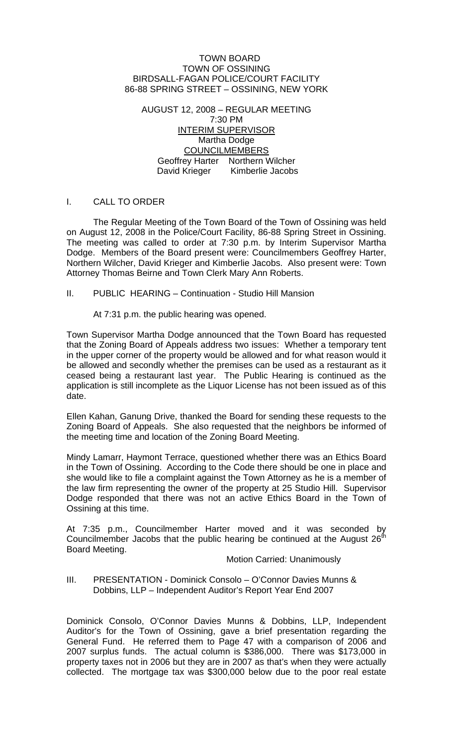TOWN BOARD
TOWN OF OSSINING
BIRDSALL-FAGAN POLICE/COURT FACILITY
86-88 SPRING STREET – OSSINING, NEW YORK

AUGUST 12, 2008 – REGULAR MEETING
7:30 PM
INTERIM SUPERVISOR
Martha Dodge
COUNCILMEMBERS
Geoffrey Harter    Northern Wilcher
David Krieger    Kimberlie Jacobs

## I. CALL TO ORDER

The Regular Meeting of the Town Board of the Town of Ossining was held on August 12, 2008 in the Police/Court Facility, 86-88 Spring Street in Ossining. The meeting was called to order at 7:30 p.m. by Interim Supervisor Martha Dodge. Members of the Board present were: Councilmembers Geoffrey Harter, Northern Wilcher, David Krieger and Kimberlie Jacobs. Also present were: Town Attorney Thomas Beirne and Town Clerk Mary Ann Roberts.

## II. PUBLIC HEARING – Continuation - Studio Hill Mansion

At 7:31 p.m. the public hearing was opened.

Town Supervisor Martha Dodge announced that the Town Board has requested that the Zoning Board of Appeals address two issues: Whether a temporary tent in the upper corner of the property would be allowed and for what reason would it be allowed and secondly whether the premises can be used as a restaurant as it ceased being a restaurant last year. The Public Hearing is continued as the application is still incomplete as the Liquor License has not been issued as of this date.

Ellen Kahan, Ganung Drive, thanked the Board for sending these requests to the Zoning Board of Appeals. She also requested that the neighbors be informed of the meeting time and location of the Zoning Board Meeting.

Mindy Lamarr, Haymont Terrace, questioned whether there was an Ethics Board in the Town of Ossining. According to the Code there should be one in place and she would like to file a complaint against the Town Attorney as he is a member of the law firm representing the owner of the property at 25 Studio Hill. Supervisor Dodge responded that there was not an active Ethics Board in the Town of Ossining at this time.

At 7:35 p.m., Councilmember Harter moved and it was seconded by Councilmember Jacobs that the public hearing be continued at the August 26th Board Meeting.

Motion Carried: Unanimously

## III. PRESENTATION - Dominick Consolo – O'Connor Davies Munns & Dobbins, LLP – Independent Auditor's Report Year End 2007

Dominick Consolo, O'Connor Davies Munns & Dobbins, LLP, Independent Auditor's for the Town of Ossining, gave a brief presentation regarding the General Fund. He referred them to Page 47 with a comparison of 2006 and 2007 surplus funds. The actual column is $386,000. There was $173,000 in property taxes not in 2006 but they are in 2007 as that's when they were actually collected. The mortgage tax was $300,000 below due to the poor real estate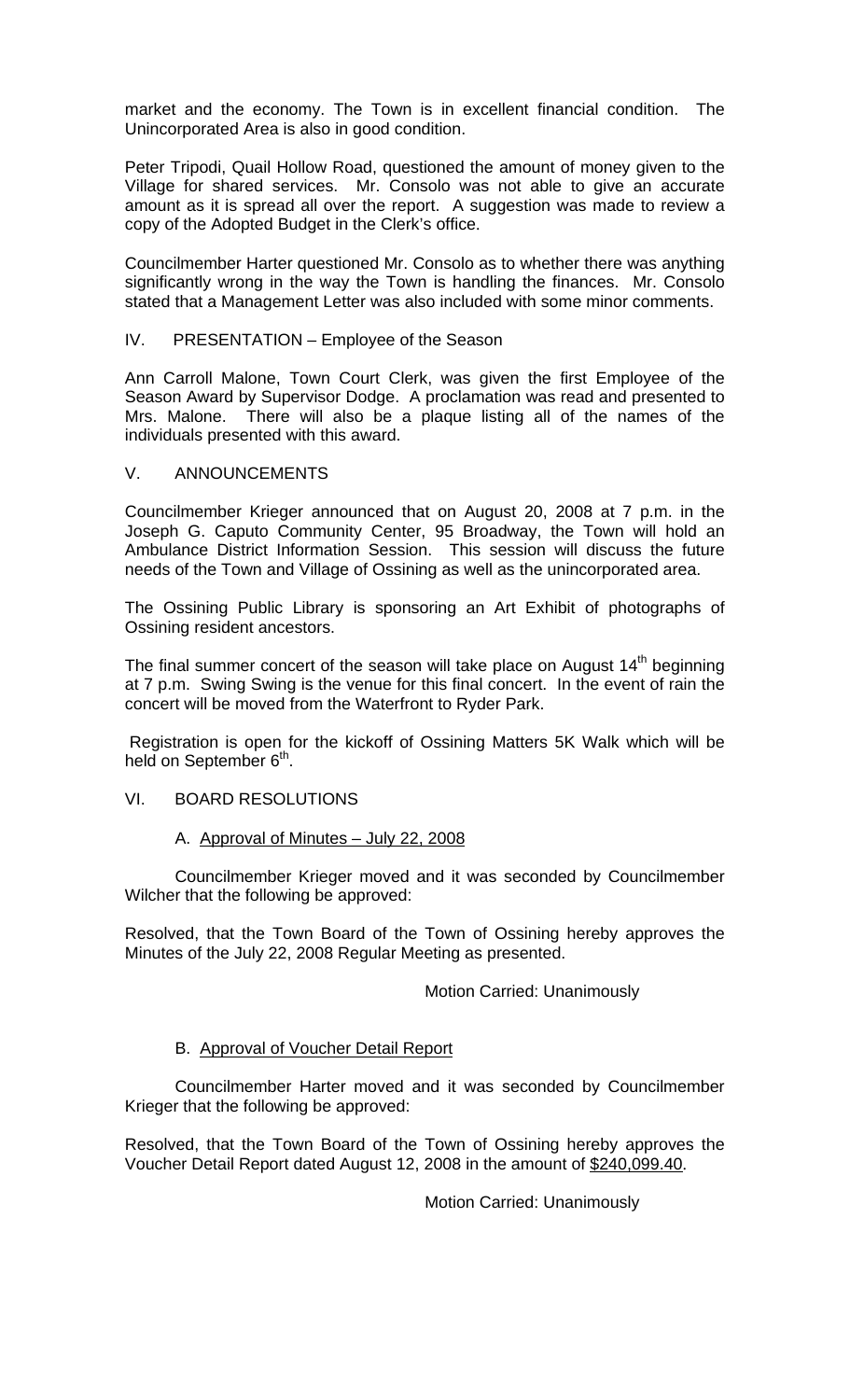market and the economy. The Town is in excellent financial condition. The Unincorporated Area is also in good condition.

Peter Tripodi, Quail Hollow Road, questioned the amount of money given to the Village for shared services. Mr. Consolo was not able to give an accurate amount as it is spread all over the report. A suggestion was made to review a copy of the Adopted Budget in the Clerk's office.

Councilmember Harter questioned Mr. Consolo as to whether there was anything significantly wrong in the way the Town is handling the finances. Mr. Consolo stated that a Management Letter was also included with some minor comments.

IV. PRESENTATION – Employee of the Season

Ann Carroll Malone, Town Court Clerk, was given the first Employee of the Season Award by Supervisor Dodge. A proclamation was read and presented to Mrs. Malone. There will also be a plaque listing all of the names of the individuals presented with this award.

V. ANNOUNCEMENTS

Councilmember Krieger announced that on August 20, 2008 at 7 p.m. in the Joseph G. Caputo Community Center, 95 Broadway, the Town will hold an Ambulance District Information Session. This session will discuss the future needs of the Town and Village of Ossining as well as the unincorporated area.

The Ossining Public Library is sponsoring an Art Exhibit of photographs of Ossining resident ancestors.

The final summer concert of the season will take place on August 14th beginning at 7 p.m. Swing Swing is the venue for this final concert. In the event of rain the concert will be moved from the Waterfront to Ryder Park.

Registration is open for the kickoff of Ossining Matters 5K Walk which will be held on September 6th.

VI. BOARD RESOLUTIONS

A. Approval of Minutes – July 22, 2008

Councilmember Krieger moved and it was seconded by Councilmember Wilcher that the following be approved:

Resolved, that the Town Board of the Town of Ossining hereby approves the Minutes of the July 22, 2008 Regular Meeting as presented.

Motion Carried: Unanimously

B. Approval of Voucher Detail Report

Councilmember Harter moved and it was seconded by Councilmember Krieger that the following be approved:

Resolved, that the Town Board of the Town of Ossining hereby approves the Voucher Detail Report dated August 12, 2008 in the amount of $240,099.40.

Motion Carried: Unanimously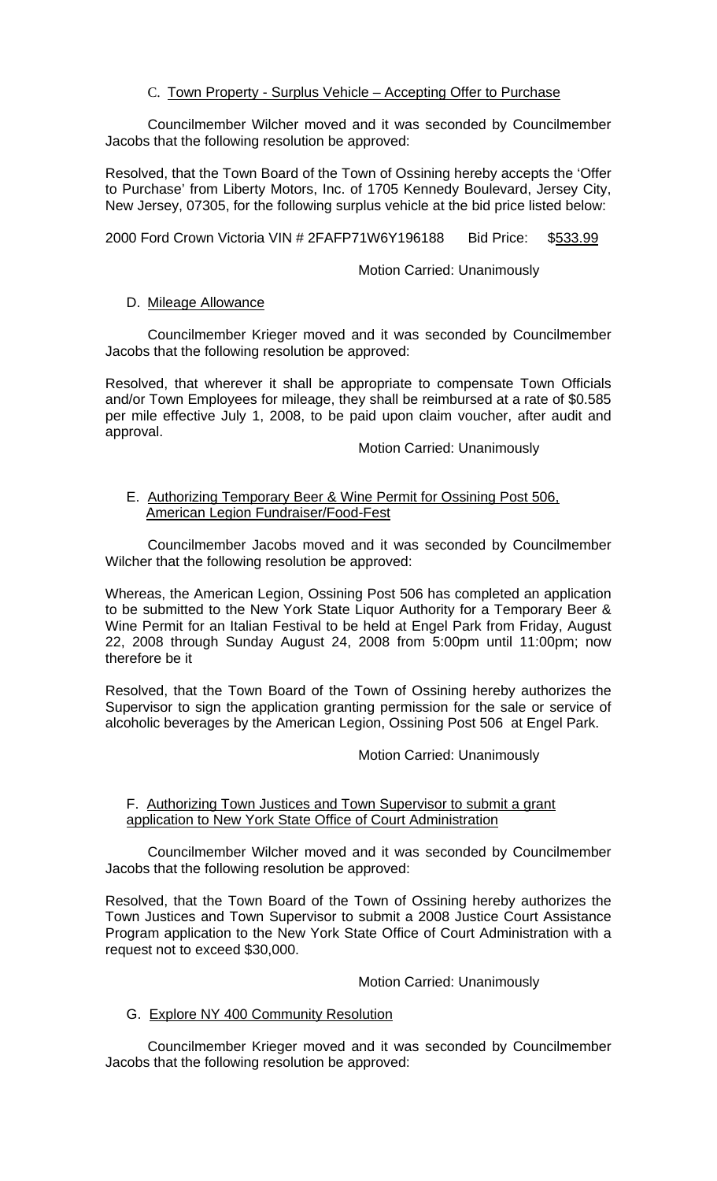C. Town Property - Surplus Vehicle – Accepting Offer to Purchase

Councilmember Wilcher moved and it was seconded by Councilmember Jacobs that the following resolution be approved:

Resolved, that the Town Board of the Town of Ossining hereby accepts the 'Offer to Purchase' from Liberty Motors, Inc. of 1705 Kennedy Boulevard, Jersey City, New Jersey, 07305, for the following surplus vehicle at the bid price listed below:

2000 Ford Crown Victoria VIN # 2FAFP71W6Y196188 Bid Price: $533.99

Motion Carried: Unanimously

D. Mileage Allowance

Councilmember Krieger moved and it was seconded by Councilmember Jacobs that the following resolution be approved:

Resolved, that wherever it shall be appropriate to compensate Town Officials and/or Town Employees for mileage, they shall be reimbursed at a rate of $0.585 per mile effective July 1, 2008, to be paid upon claim voucher, after audit and approval.

Motion Carried: Unanimously

E. Authorizing Temporary Beer & Wine Permit for Ossining Post 506, American Legion Fundraiser/Food-Fest

Councilmember Jacobs moved and it was seconded by Councilmember Wilcher that the following resolution be approved:

Whereas, the American Legion, Ossining Post 506 has completed an application to be submitted to the New York State Liquor Authority for a Temporary Beer & Wine Permit for an Italian Festival to be held at Engel Park from Friday, August 22, 2008 through Sunday August 24, 2008 from 5:00pm until 11:00pm; now therefore be it

Resolved, that the Town Board of the Town of Ossining hereby authorizes the Supervisor to sign the application granting permission for the sale or service of alcoholic beverages by the American Legion, Ossining Post 506 at Engel Park.

Motion Carried: Unanimously

F. Authorizing Town Justices and Town Supervisor to submit a grant application to New York State Office of Court Administration

Councilmember Wilcher moved and it was seconded by Councilmember Jacobs that the following resolution be approved:

Resolved, that the Town Board of the Town of Ossining hereby authorizes the Town Justices and Town Supervisor to submit a 2008 Justice Court Assistance Program application to the New York State Office of Court Administration with a request not to exceed $30,000.

Motion Carried: Unanimously

G. Explore NY 400 Community Resolution

Councilmember Krieger moved and it was seconded by Councilmember Jacobs that the following resolution be approved: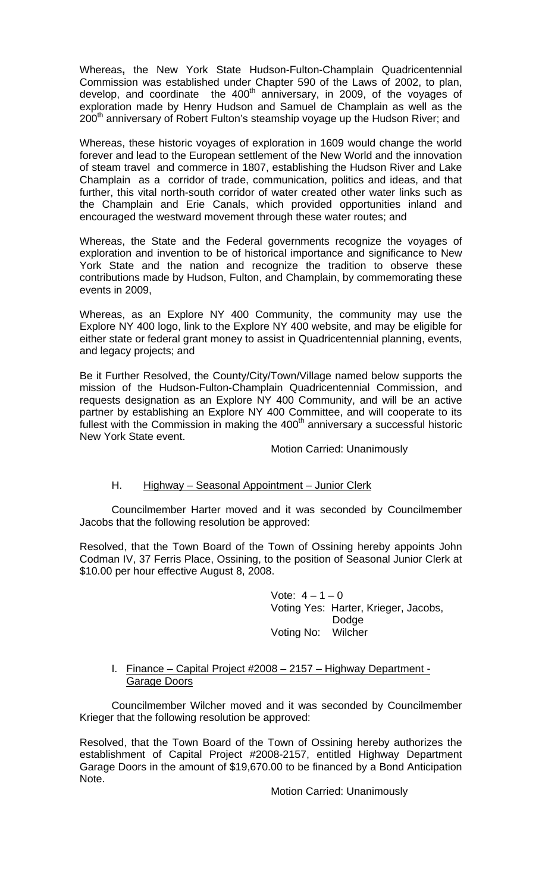Whereas**,** the New York State Hudson-Fulton-Champlain Quadricentennial Commission was established under Chapter 590 of the Laws of 2002, to plan, develop, and coordinate the 400th anniversary, in 2009, of the voyages of exploration made by Henry Hudson and Samuel de Champlain as well as the 200th anniversary of Robert Fulton's steamship voyage up the Hudson River; and

Whereas, these historic voyages of exploration in 1609 would change the world forever and lead to the European settlement of the New World and the innovation of steam travel and commerce in 1807, establishing the Hudson River and Lake Champlain as a corridor of trade, communication, politics and ideas, and that further, this vital north-south corridor of water created other water links such as the Champlain and Erie Canals, which provided opportunities inland and encouraged the westward movement through these water routes; and

Whereas, the State and the Federal governments recognize the voyages of exploration and invention to be of historical importance and significance to New York State and the nation and recognize the tradition to observe these contributions made by Hudson, Fulton, and Champlain, by commemorating these events in 2009,

Whereas, as an Explore NY 400 Community, the community may use the Explore NY 400 logo, link to the Explore NY 400 website, and may be eligible for either state or federal grant money to assist in Quadricentennial planning, events, and legacy projects; and

Be it Further Resolved, the County/City/Town/Village named below supports the mission of the Hudson-Champlain Quadricentennial Commission, and requests designation as an Explore NY 400 Community, and will be an active partner by establishing an Explore NY 400 Committee, and will cooperate to its fullest with the Commission in making the 400th anniversary a successful historic New York State event.

Motion Carried: Unanimously

H. Highway – Seasonal Appointment – Junior Clerk

Councilmember Harter moved and it was seconded by Councilmember Jacobs that the following resolution be approved:

Resolved, that the Town Board of the Town of Ossining hereby appoints John Codman IV, 37 Ferris Place, Ossining, to the position of Seasonal Junior Clerk at $10.00 per hour effective August 8, 2008.

Vote: 4 – 1 – 0
Voting Yes: Harter, Krieger, Jacobs, Dodge
Voting No: Wilcher

I. Finance – Capital Project #2008 – 2157 – Highway Department - Garage Doors

Councilmember Wilcher moved and it was seconded by Councilmember Krieger that the following resolution be approved:

Resolved, that the Town Board of the Town of Ossining hereby authorizes the establishment of Capital Project #2008-2157, entitled Highway Department Garage Doors in the amount of $19,670.00 to be financed by a Bond Anticipation Note.

Motion Carried: Unanimously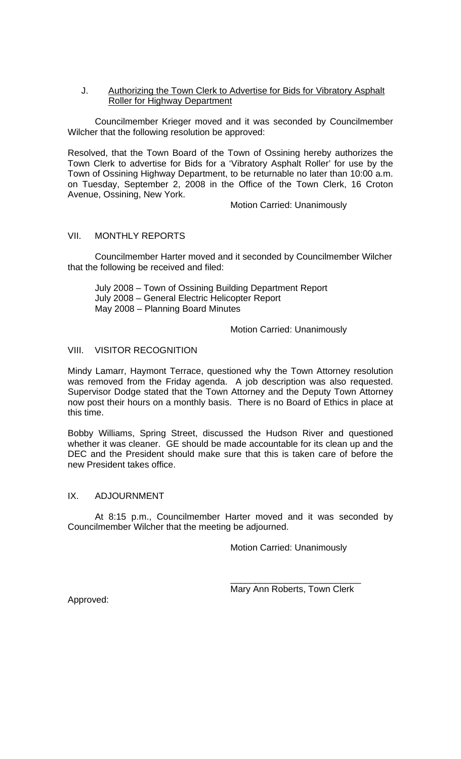J. Authorizing the Town Clerk to Advertise for Bids for Vibratory Asphalt Roller for Highway Department

Councilmember Krieger moved and it was seconded by Councilmember Wilcher that the following resolution be approved:

Resolved, that the Town Board of the Town of Ossining hereby authorizes the Town Clerk to advertise for Bids for a 'Vibratory Asphalt Roller' for use by the Town of Ossining Highway Department, to be returnable no later than 10:00 a.m. on Tuesday, September 2, 2008 in the Office of the Town Clerk, 16 Croton Avenue, Ossining, New York.

Motion Carried: Unanimously

## VII. MONTHLY REPORTS

Councilmember Harter moved and it seconded by Councilmember Wilcher that the following be received and filed:

July 2008 – Town of Ossining Building Department Report
July 2008 – General Electric Helicopter Report
May 2008 – Planning Board Minutes

Motion Carried: Unanimously

## VIII. VISITOR RECOGNITION

Mindy Lamarr, Haymont Terrace, questioned why the Town Attorney resolution was removed from the Friday agenda. A job description was also requested. Supervisor Dodge stated that the Town Attorney and the Deputy Town Attorney now post their hours on a monthly basis. There is no Board of Ethics in place at this time.

Bobby Williams, Spring Street, discussed the Hudson River and questioned whether it was cleaner. GE should be made accountable for its clean up and the DEC and the President should make sure that this is taken care of before the new President takes office.

## IX. ADJOURNMENT

At 8:15 p.m., Councilmember Harter moved and it was seconded by Councilmember Wilcher that the meeting be adjourned.

Motion Carried: Unanimously

\_\_\_\_\_\_\_\_\_\_\_\_\_\_\_\_\_\_\_\_\_\_\_\_\_\_
Mary Ann Roberts, Town Clerk

Approved: